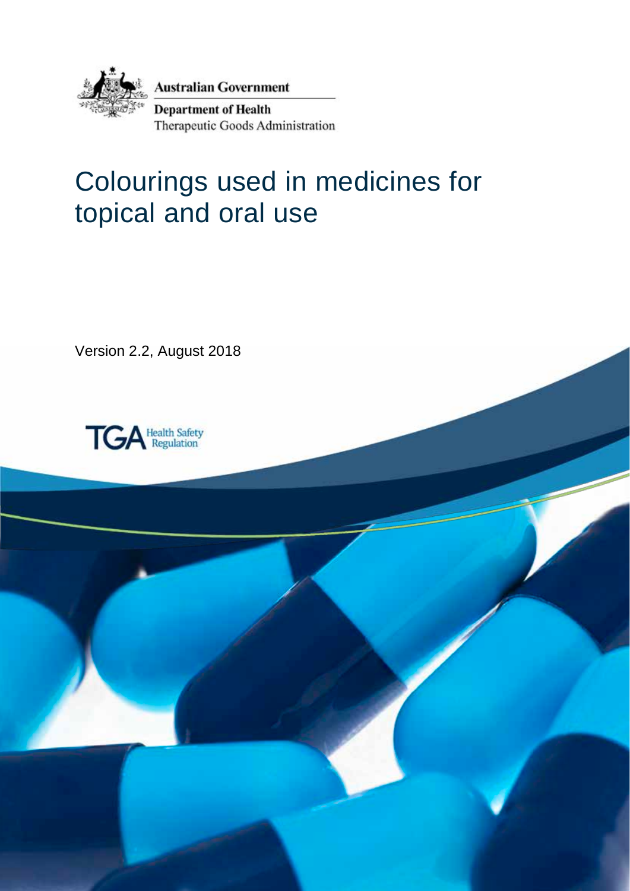Australian Government

Department of Health

Therapeutic Goods Administration

# Colourings used in medicines for topical and oral use

Version 2.2, August 2018

TGA Health Safety Regulation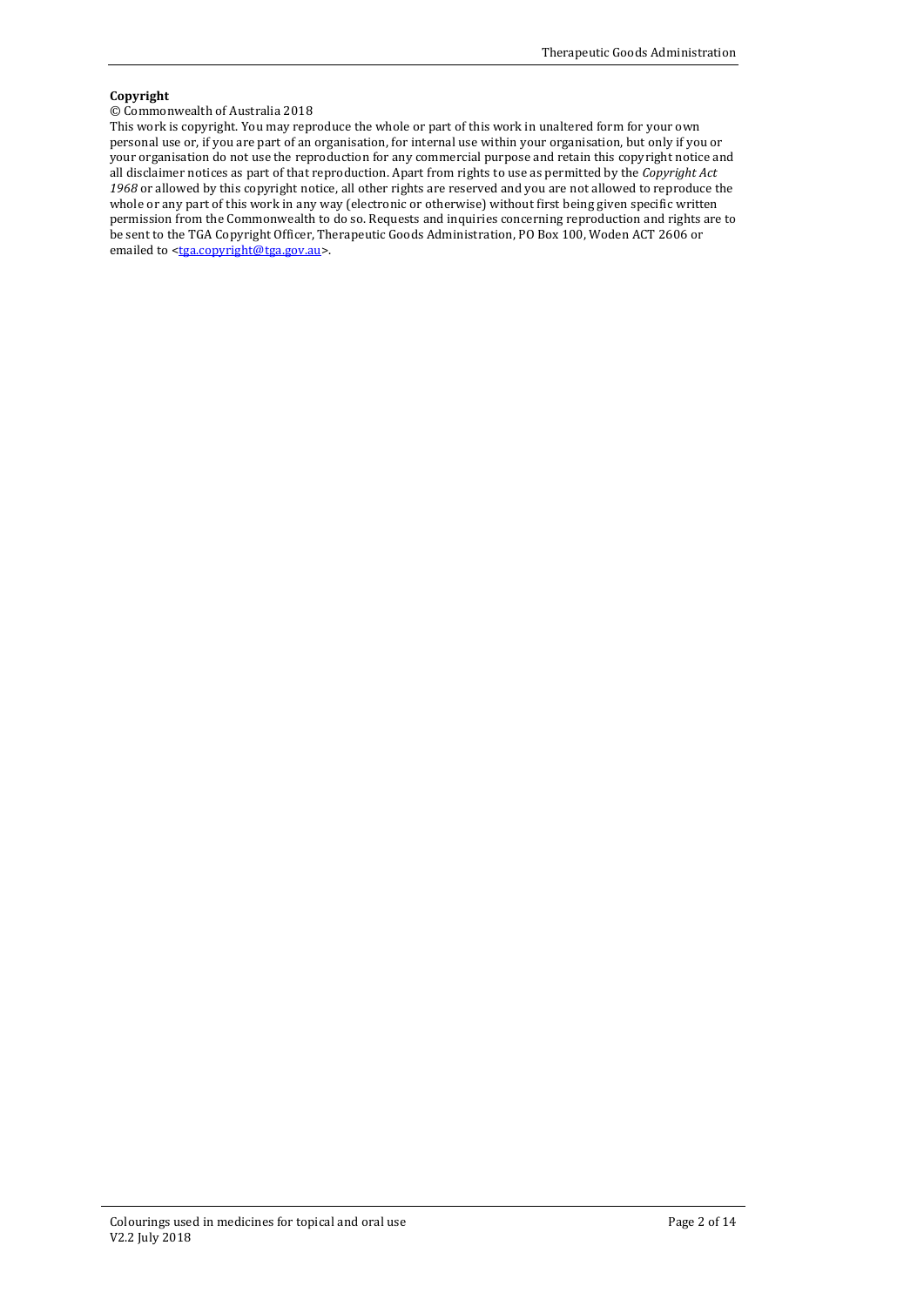**Copyright**

© Commonwealth of Australia 2018

This work is copyright. You may reproduce the whole or part of this work in unaltered form for your own personal use or, if you are part of an organisation, for internal use within your organisation, but only if you or your organisation do not use the reproduction for any commercial purpose and retain this copyright notice and all disclaimer notices as part of that reproduction. Apart from rights to use as permitted by the *Copyright Act 1968* or allowed by this copyright notice, all other rights are reserved and you are not allowed to reproduce the whole or any part of this work in any way (electronic or otherwise) without first being given specific written permission from the Commonwealth to do so. Requests and inquiries concerning reproduction and rights are to be sent to the TGA Copyright Officer, Therapeutic Goods Administration, PO Box 100, Woden ACT 2606 or emailed to <tga.copyright@tga.gov.au>.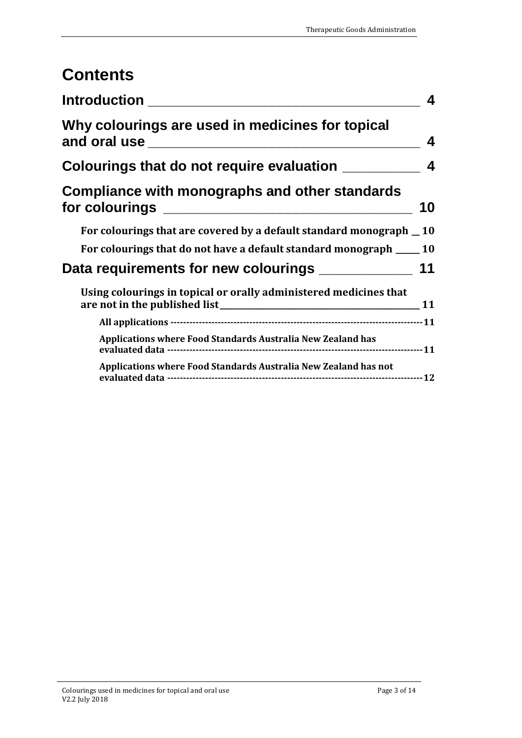# Contents

**Introduction** — 4

**Why colourings are used in medicines for topical and oral use** — 4

**Colourings that do not require evaluation** — 4

**Compliance with monographs and other standards for colourings** — 10

- For colourings that are covered by a default standard monograph — 10
- For colourings that do not have a default standard monograph — 10

**Data requirements for new colourings** — 11

- Using colourings in topical or orally administered medicines that are not in the published list — 11
  - All applications — 11
  - Applications where Food Standards Australia New Zealand has evaluated data — 11
  - Applications where Food Standards Australia New Zealand has not evaluated data — 12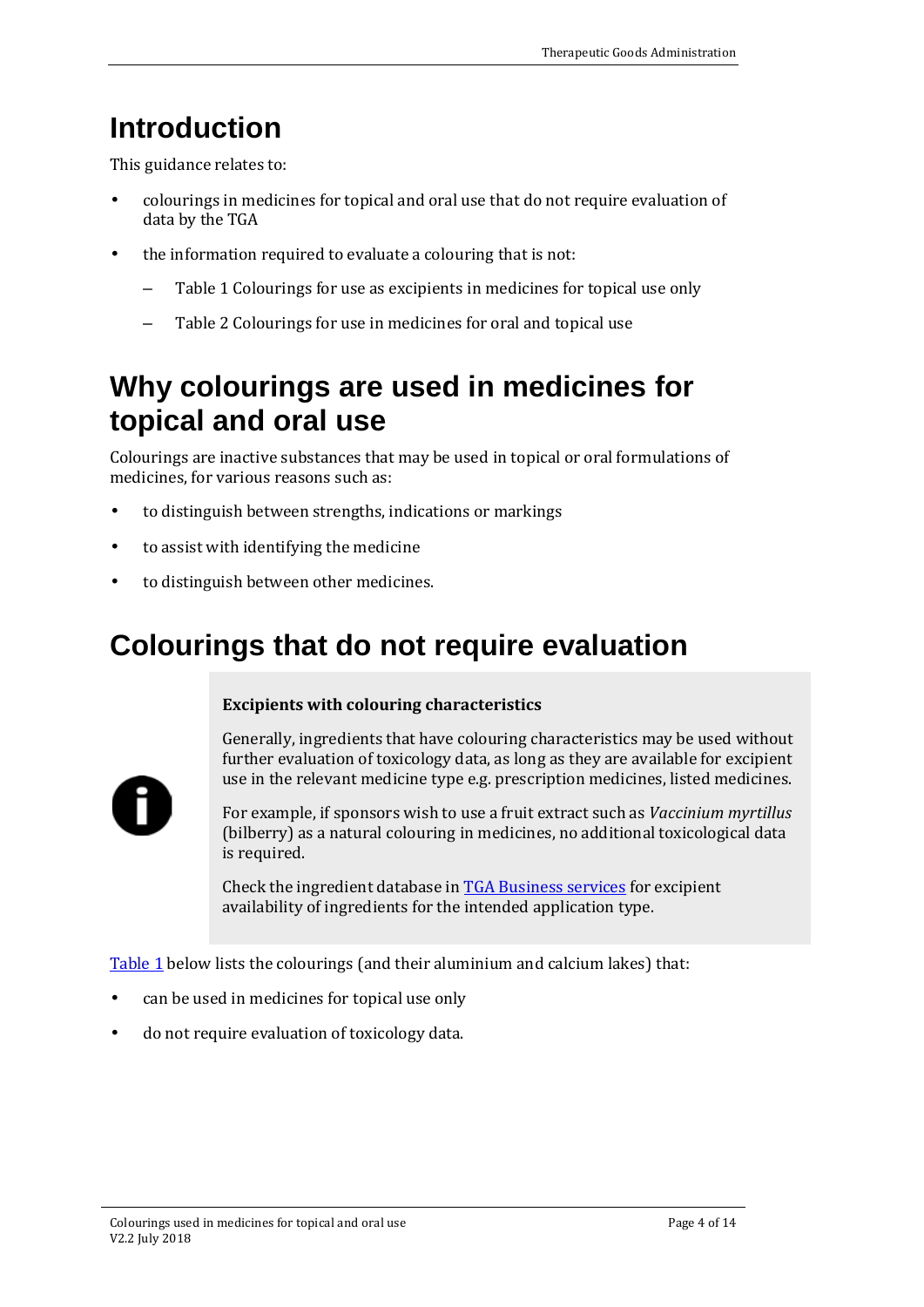# Introduction

This guidance relates to:

- colourings in medicines for topical and oral use that do not require evaluation of data by the TGA
- the information required to evaluate a colouring that is not:
  - Table 1 Colourings for use as excipients in medicines for topical use only
  - Table 2 Colourings for use in medicines for oral and topical use

# Why colourings are used in medicines for topical and oral use

Colourings are inactive substances that may be used in topical or oral formulations of medicines, for various reasons such as:

- to distinguish between strengths, indications or markings
- to assist with identifying the medicine
- to distinguish between other medicines.

# Colourings that do not require evaluation

**Excipients with colouring characteristics**

Generally, ingredients that have colouring characteristics may be used without further evaluation of toxicology data, as long as they are available for excipient use in the relevant medicine type e.g. prescription medicines, listed medicines.

For example, if sponsors wish to use a fruit extract such as *Vaccinium myrtillus* (bilberry) as a natural colouring in medicines, no additional toxicological data is required.

Check the ingredient database in TGA Business services for excipient availability of ingredients for the intended application type.

Table 1 below lists the colourings (and their aluminium and calcium lakes) that:

- can be used in medicines for topical use only
- do not require evaluation of toxicology data.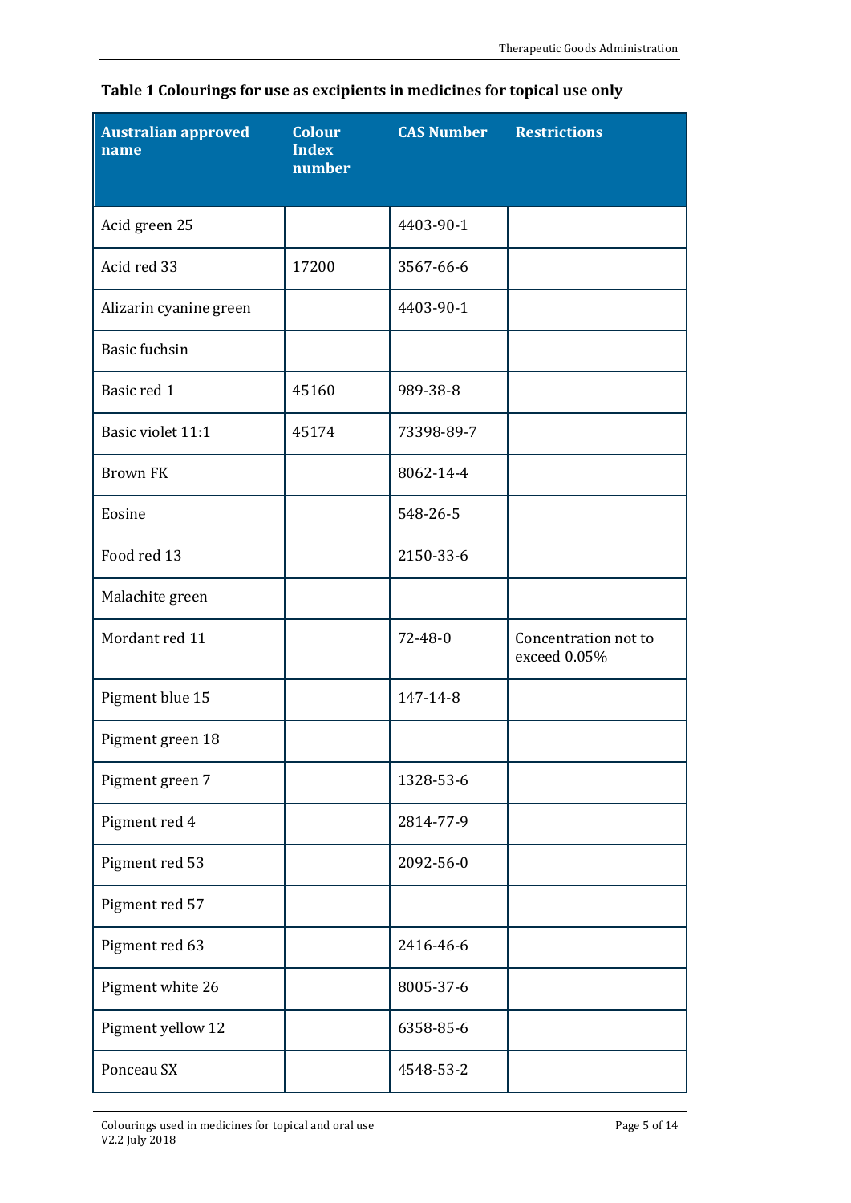**Table 1 Colourings for use as excipients in medicines for topical use only**

| Australian approved name | Colour Index number | CAS Number | Restrictions |
|---|---|---|---|
| Acid green 25 | | 4403-90-1 | |
| Acid red 33 | 17200 | 3567-66-6 | |
| Alizarin cyanine green | | 4403-90-1 | |
| Basic fuchsin | | | |
| Basic red 1 | 45160 | 989-38-8 | |
| Basic violet 11:1 | 45174 | 73398-89-7 | |
| Brown FK | | 8062-14-4 | |
| Eosine | | 548-26-5 | |
| Food red 13 | | 2150-33-6 | |
| Malachite green | | | |
| Mordant red 11 | | 72-48-0 | Concentration not to exceed 0.05% |
| Pigment blue 15 | | 147-14-8 | |
| Pigment green 18 | | | |
| Pigment green 7 | | 1328-53-6 | |
| Pigment red 4 | | 2814-77-9 | |
| Pigment red 53 | | 2092-56-0 | |
| Pigment red 57 | | | |
| Pigment red 63 | | 2416-46-6 | |
| Pigment white 26 | | 8005-37-6 | |
| Pigment yellow 12 | | 6358-85-6 | |
| Ponceau SX | | 4548-53-2 | |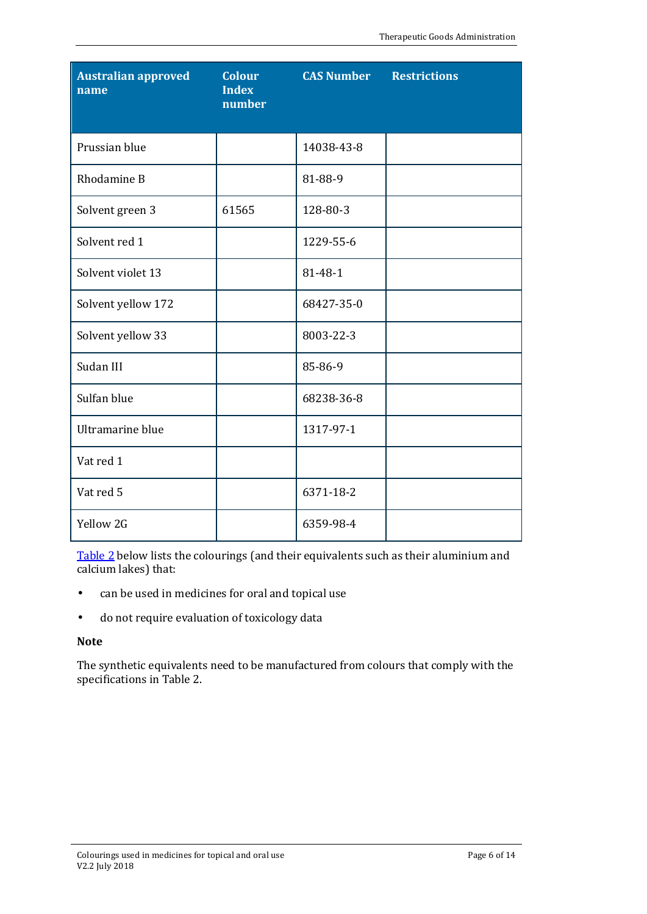| Australian approved name | Colour Index number | CAS Number | Restrictions |
|---|---|---|---|
| Prussian blue | | 14038-43-8 | |
| Rhodamine B | | 81-88-9 | |
| Solvent green 3 | 61565 | 128-80-3 | |
| Solvent red 1 | | 1229-55-6 | |
| Solvent violet 13 | | 81-48-1 | |
| Solvent yellow 172 | | 68427-35-0 | |
| Solvent yellow 33 | | 8003-22-3 | |
| Sudan III | | 85-86-9 | |
| Sulfan blue | | 68238-36-8 | |
| Ultramarine blue | | 1317-97-1 | |
| Vat red 1 | | | |
| Vat red 5 | | 6371-18-2 | |
| Yellow 2G | | 6359-98-4 | |

Table 2 below lists the colourings (and their equivalents such as their aluminium and calcium lakes) that:

- can be used in medicines for oral and topical use
- do not require evaluation of toxicology data

**Note**

The synthetic equivalents need to be manufactured from colours that comply with the specifications in Table 2.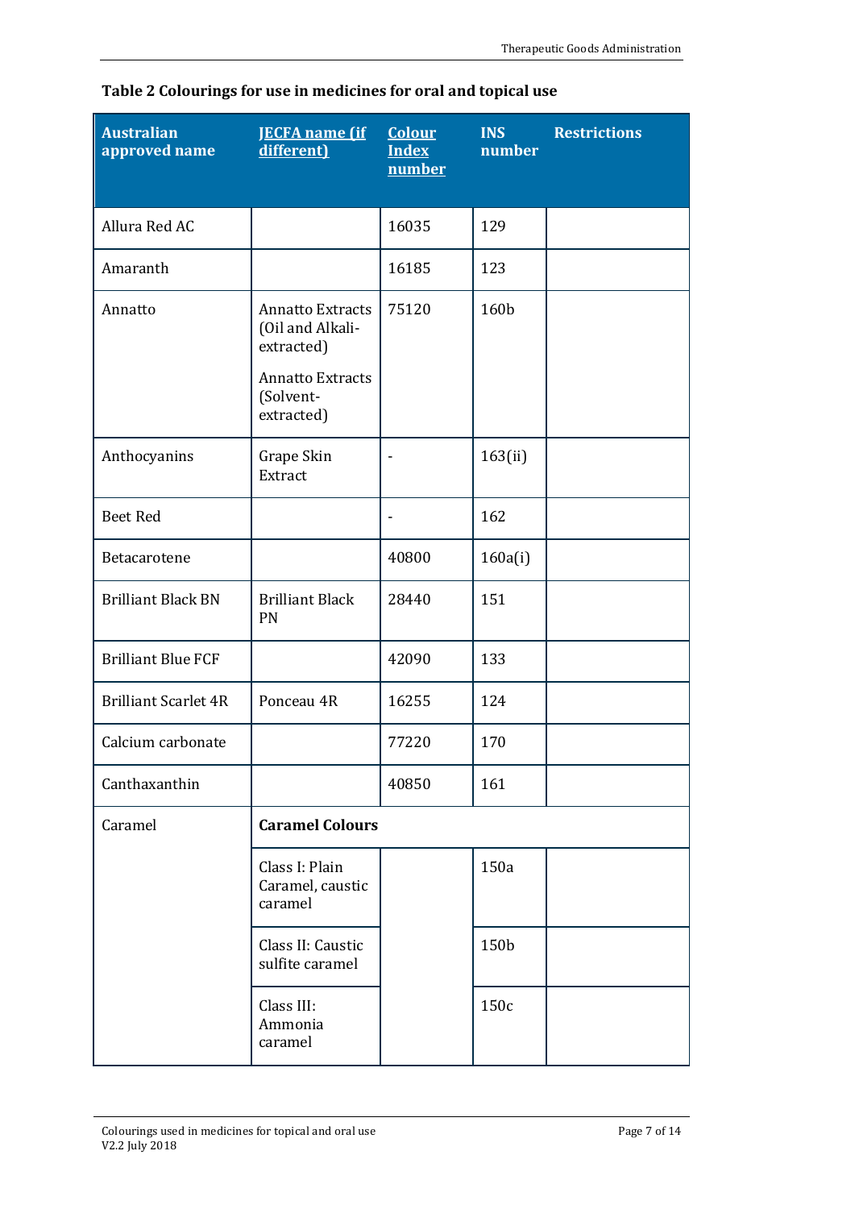**Table 2 Colourings for use in medicines for oral and topical use**

| Australian approved name | JECFA name (if different) | Colour Index number | INS number | Restrictions |
|---|---|---|---|---|
| Allura Red AC | | 16035 | 129 | |
| Amaranth | | 16185 | 123 | |
| Annatto | Annatto Extracts (Oil and Alkali-extracted)<br>Annatto Extracts (Solvent-extracted) | 75120 | 160b | |
| Anthocyanins | Grape Skin Extract | - | 163(ii) | |
| Beet Red | | - | 162 | |
| Betacarotene | | 40800 | 160a(i) | |
| Brilliant Black BN | Brilliant Black PN | 28440 | 151 | |
| Brilliant Blue FCF | | 42090 | 133 | |
| Brilliant Scarlet 4R | Ponceau 4R | 16255 | 124 | |
| Calcium carbonate | | 77220 | 170 | |
| Canthaxanthin | | 40850 | 161 | |
| Caramel | **Caramel Colours** | | | |
| | Class I: Plain Caramel, caustic caramel | | 150a | |
| | Class II: Caustic sulfite caramel | | 150b | |
| | Class III: Ammonia caramel | | 150c | |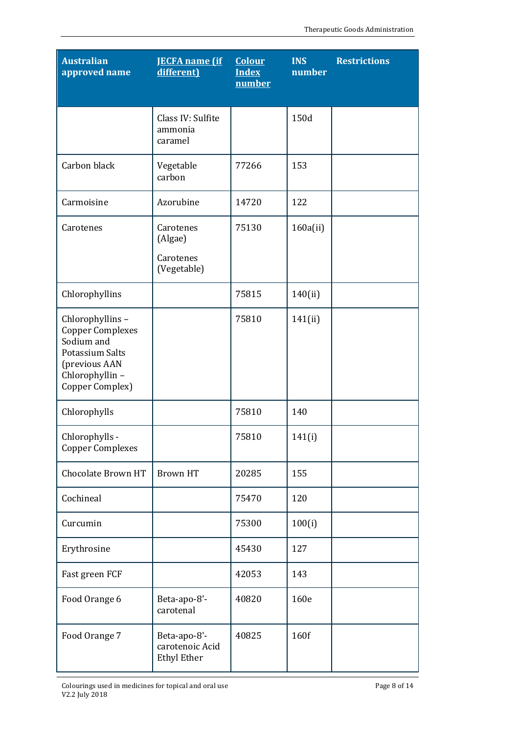| Australian approved name | JECFA name (if different) | Colour Index number | INS number | Restrictions |
|---|---|---|---|---|
| | Class IV: Sulfite ammonia caramel | | 150d | |
| Carbon black | Vegetable carbon | 77266 | 153 | |
| Carmoisine | Azorubine | 14720 | 122 | |
| Carotenes | Carotenes (Algae)<br><br>Carotenes (Vegetable) | 75130 | 160a(ii) | |
| Chlorophyllins | | 75815 | 140(ii) | |
| Chlorophyllins – Copper Complexes Sodium and Potassium Salts (previous AAN Chlorophyllin – Copper Complex) | | 75810 | 141(ii) | |
| Chlorophylls | | 75810 | 140 | |
| Chlorophylls - Copper Complexes | | 75810 | 141(i) | |
| Chocolate Brown HT | Brown HT | 20285 | 155 | |
| Cochineal | | 75470 | 120 | |
| Curcumin | | 75300 | 100(i) | |
| Erythrosine | | 45430 | 127 | |
| Fast green FCF | | 42053 | 143 | |
| Food Orange 6 | Beta-apo-8'-carotenal | 40820 | 160e | |
| Food Orange 7 | Beta-apo-8'-carotenoic Acid Ethyl Ether | 40825 | 160f | |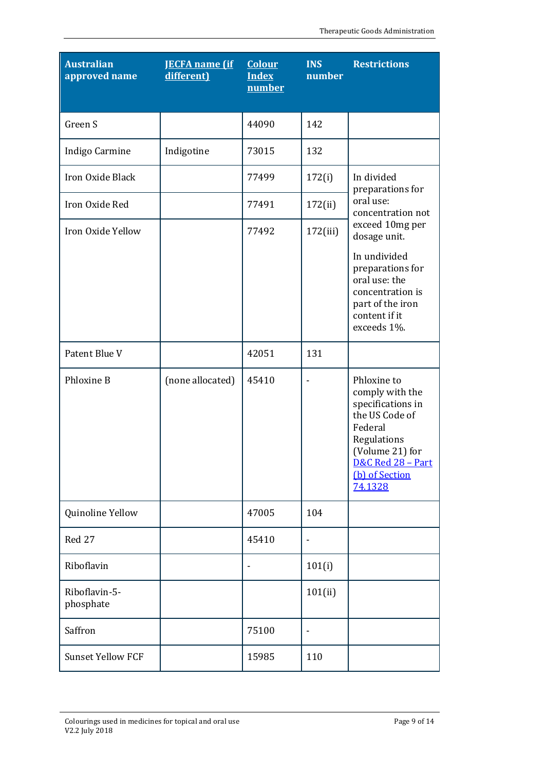| Australian approved name | JECFA name (if different) | Colour Index number | INS number | Restrictions |
|---|---|---|---|---|
| Green S | | 44090 | 142 | |
| Indigo Carmine | Indigotine | 73015 | 132 | |
| Iron Oxide Black | | 77499 | 172(i) | In divided preparations for oral use: concentration not exceed 10mg per dosage unit.<br>In undivided preparations for oral use: the concentration is part of the iron content if it exceeds 1%. |
| Iron Oxide Red | | 77491 | 172(ii) | |
| Iron Oxide Yellow | | 77492 | 172(iii) | |
| Patent Blue V | | 42051 | 131 | |
| Phloxine B | (none allocated) | 45410 | - | Phloxine to comply with the specifications in the US Code of Federal Regulations (Volume 21) for D&C Red 28 – Part (b) of Section 74.1328 |
| Quinoline Yellow | | 47005 | 104 | |
| Red 27 | | 45410 | - | |
| Riboflavin | | - | 101(i) | |
| Riboflavin-5-phosphate | | | 101(ii) | |
| Saffron | | 75100 | - | |
| Sunset Yellow FCF | | 15985 | 110 | |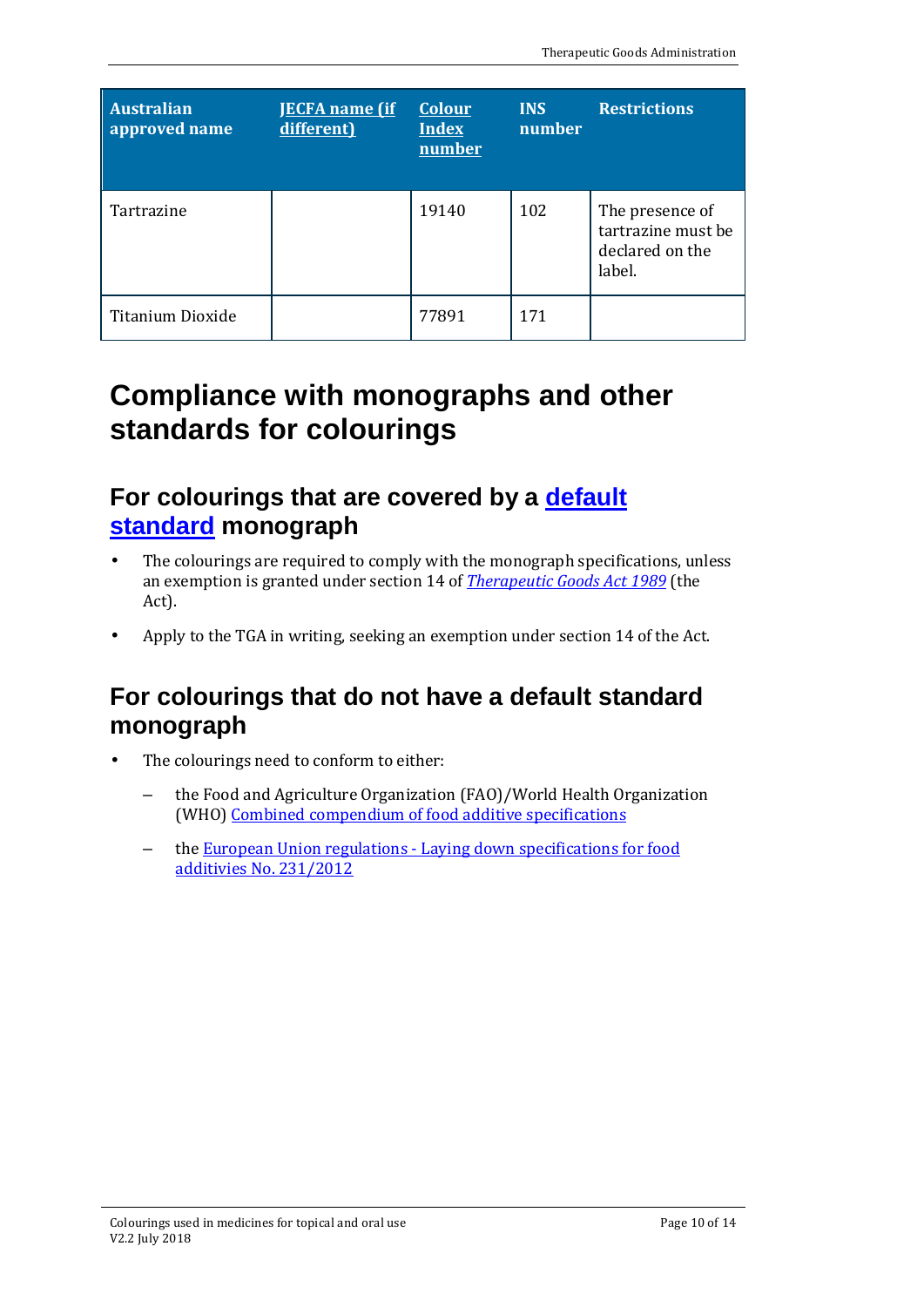| Australian approved name | JECFA name (if different) | Colour Index number | INS number | Restrictions |
|---|---|---|---|---|
| Tartrazine | | 19140 | 102 | The presence of tartrazine must be declared on the label. |
| Titanium Dioxide | | 77891 | 171 | |

# Compliance with monographs and other standards for colourings

## For colourings that are covered by a default standard monograph

- The colourings are required to comply with the monograph specifications, unless an exemption is granted under section 14 of *Therapeutic Goods Act 1989* (the Act).
- Apply to the TGA in writing, seeking an exemption under section 14 of the Act.

## For colourings that do not have a default standard monograph

- The colourings need to conform to either:
  - the Food and Agriculture Organization (FAO)/World Health Organization (WHO) Combined compendium of food additive specifications
  - the European Union regulations - Laying down specifications for food additivies No. 231/2012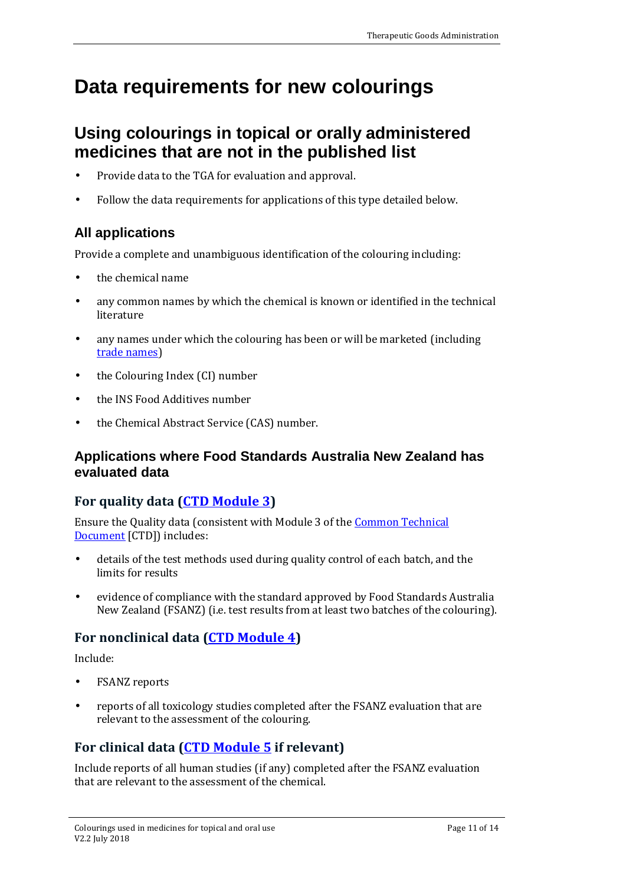# Data requirements for new colourings

## Using colourings in topical or orally administered medicines that are not in the published list

- Provide data to the TGA for evaluation and approval.
- Follow the data requirements for applications of this type detailed below.

### All applications

Provide a complete and unambiguous identification of the colouring including:

- the chemical name
- any common names by which the chemical is known or identified in the technical literature
- any names under which the colouring has been or will be marketed (including trade names)
- the Colouring Index (CI) number
- the INS Food Additives number
- the Chemical Abstract Service (CAS) number.

### Applications where Food Standards Australia New Zealand has evaluated data

#### For quality data (CTD Module 3)

Ensure the Quality data (consistent with Module 3 of the Common Technical Document [CTD]) includes:

- details of the test methods used during quality control of each batch, and the limits for results
- evidence of compliance with the standard approved by Food Standards Australia New Zealand (FSANZ) (i.e. test results from at least two batches of the colouring).

#### For nonclinical data (CTD Module 4)

Include:

- FSANZ reports
- reports of all toxicology studies completed after the FSANZ evaluation that are relevant to the assessment of the colouring.

#### For clinical data (CTD Module 5 if relevant)

Include reports of all human studies (if any) completed after the FSANZ evaluation that are relevant to the assessment of the chemical.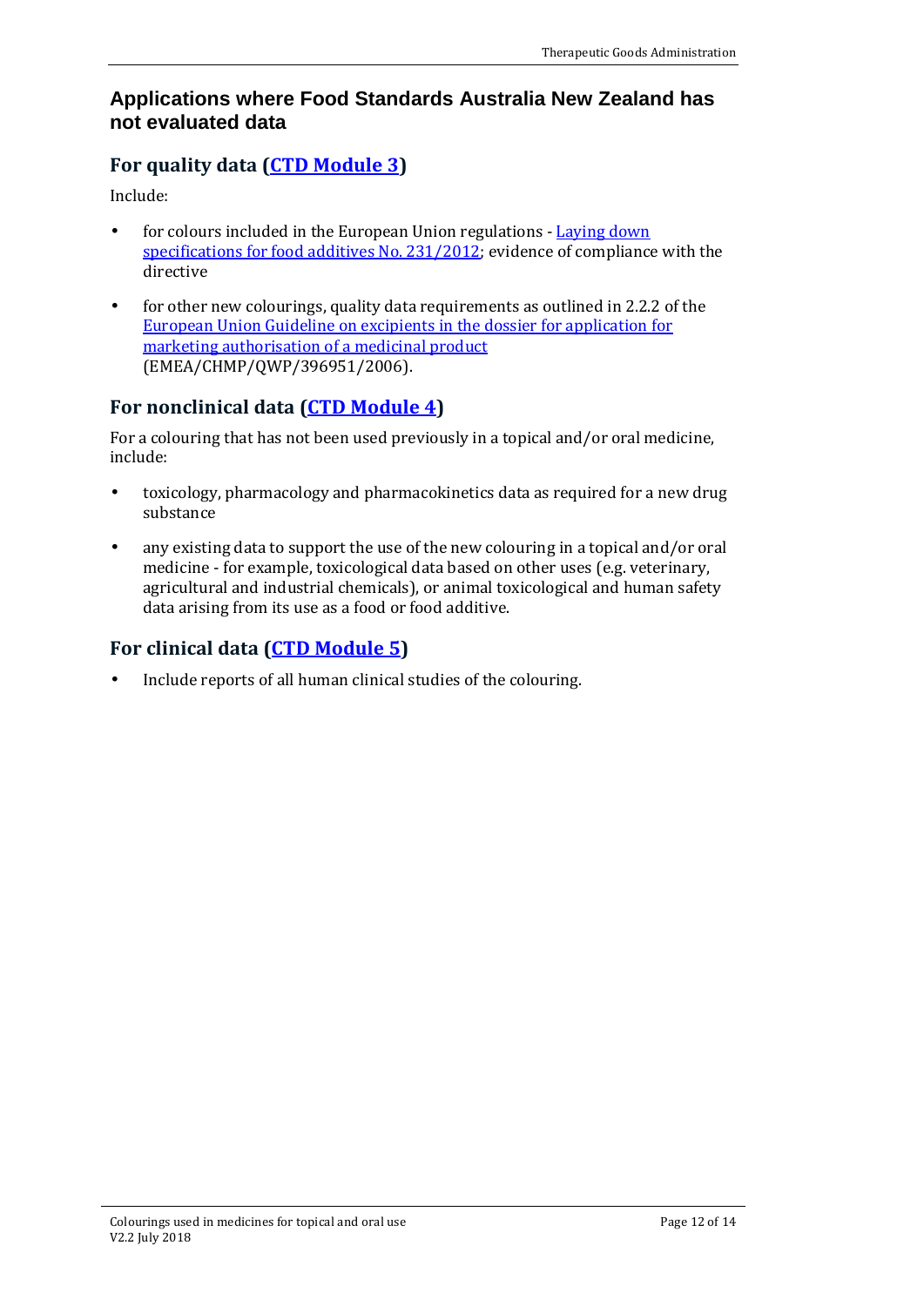## Applications where Food Standards Australia New Zealand has not evaluated data

### For quality data (CTD Module 3)

Include:

- for colours included in the European Union regulations - Laying down specifications for food additives No. 231/2012; evidence of compliance with the directive
- for other new colourings, quality data requirements as outlined in 2.2.2 of the European Union Guideline on excipients in the dossier for application for marketing authorisation of a medicinal product (EMEA/CHMP/QWP/396951/2006).

### For nonclinical data (CTD Module 4)

For a colouring that has not been used previously in a topical and/or oral medicine, include:

- toxicology, pharmacology and pharmacokinetics data as required for a new drug substance
- any existing data to support the use of the new colouring in a topical and/or oral medicine - for example, toxicological data based on other uses (e.g. veterinary, agricultural and industrial chemicals), or animal toxicological and human safety data arising from its use as a food or food additive.

### For clinical data (CTD Module 5)

- Include reports of all human clinical studies of the colouring.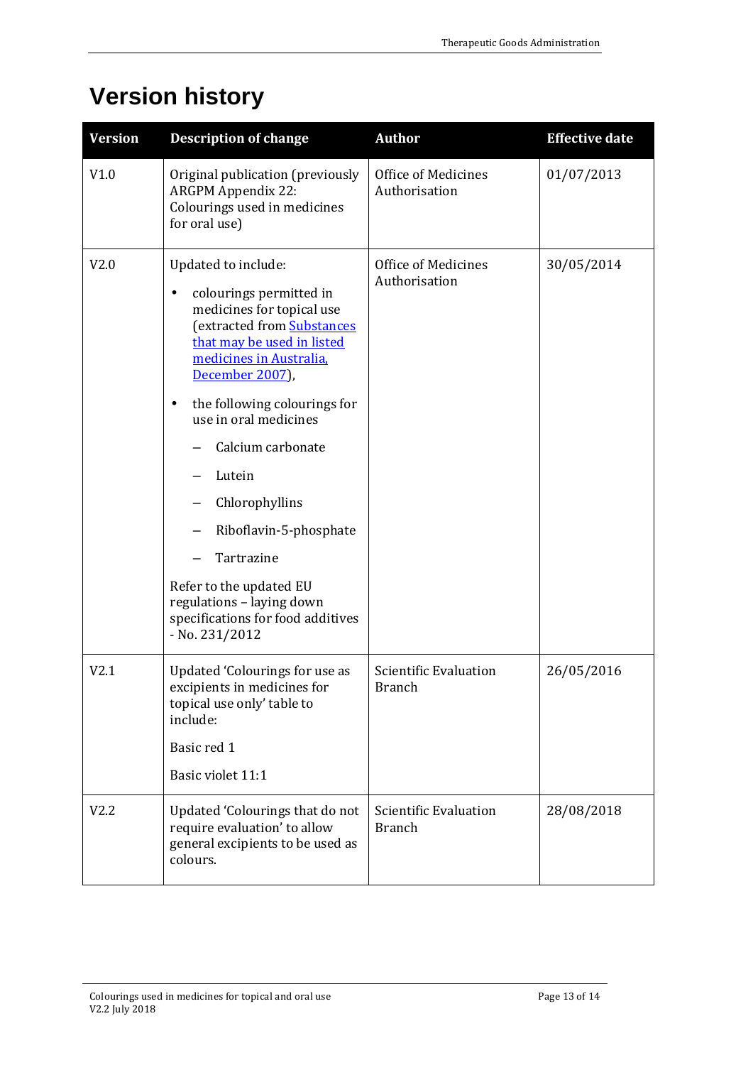# Version history

| Version | Description of change | Author | Effective date |
|---|---|---|---|
| V1.0 | Original publication (previously ARGPM Appendix 22: Colourings used in medicines for oral use) | Office of Medicines Authorisation | 01/07/2013 |
| V2.0 | Updated to include: <br>• colourings permitted in medicines for topical use (extracted from [Substances that may be used in listed medicines in Australia, December 2007](#)), <br>• the following colourings for use in oral medicines <br>– Calcium carbonate <br>– Lutein <br>– Chlorophyllins <br>– Riboflavin-5-phosphate <br>– Tartrazine <br>Refer to the updated EU regulations – laying down specifications for food additives - No. 231/2012 | Office of Medicines Authorisation | 30/05/2014 |
| V2.1 | Updated 'Colourings for use as excipients in medicines for topical use only' table to include: <br>Basic red 1 <br>Basic violet 11:1 | Scientific Evaluation Branch | 26/05/2016 |
| V2.2 | Updated 'Colourings that do not require evaluation' to allow general excipients to be used as colours. | Scientific Evaluation Branch | 28/08/2018 |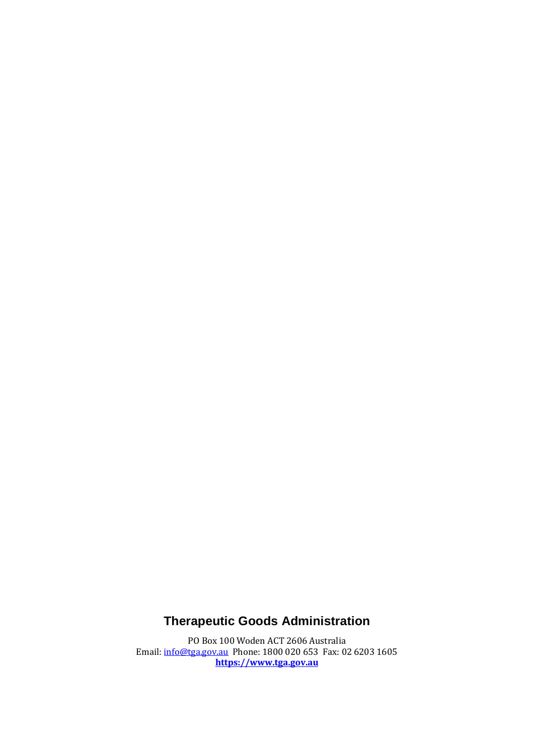**Therapeutic Goods Administration**

PO Box 100 Woden ACT 2606 Australia
Email: [info@tga.gov.au](mailto:info@tga.gov.au) Phone: 1800 020 653 Fax: 02 6203 1605
**[https://www.tga.gov.au](https://www.tga.gov.au)**